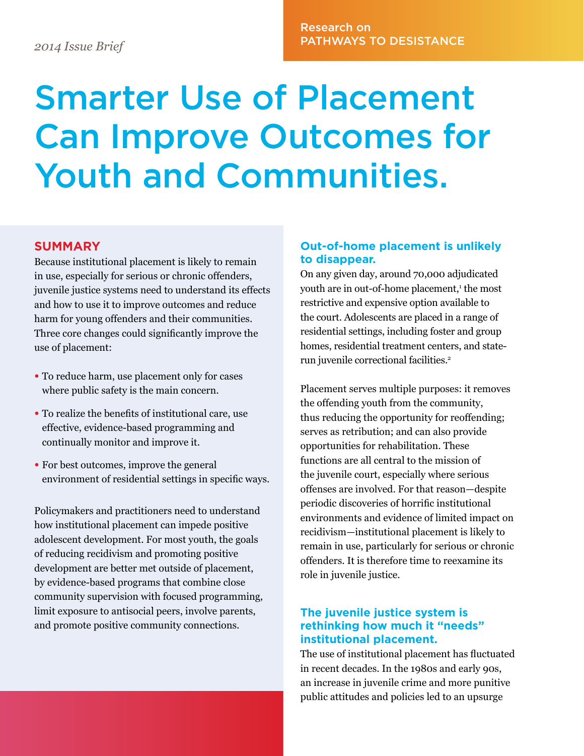*2014 Issue Brief*

Research on PATHWAYS TO DESISTANCE

# Smarter Use of Placement Can Improve Outcomes for Youth and Communities.

## SUMMARY

Because institutional placement is likely to remain in use, especially for serious or chronic offenders, juvenile justice systems need to understand its effects and how to use it to improve outcomes and reduce harm for young offenders and their communities. Three core changes could significantly improve the use of placement:

- To reduce harm, use placement only for cases where public safety is the main concern.
- To realize the benefits of institutional care, use effective, evidence-based programming and continually monitor and improve it.
- For best outcomes, improve the general environment of residential settings in specific ways.

Policymakers and practitioners need to understand how institutional placement can impede positive adolescent development. For most youth, the goals of reducing recidivism and promoting positive development are better met outside of placement, by evidence-based programs that combine close community supervision with focused programming, limit exposure to antisocial peers, involve parents, and promote positive community connections.

## Out-of-home placement is unlikely to disappear.

On any given day, around 70,000 adjudicated youth are in out-of-home placement,[1] the most restrictive and expensive option available to the court. Adolescents are placed in a range of residential settings, including foster and group homes, residential treatment centers, and state-run juvenile correctional facilities.[2]

Placement serves multiple purposes: it removes the offending youth from the community, thus reducing the opportunity for reoffending; serves as retribution; and can also provide opportunities for rehabilitation. These functions are all central to the mission of the juvenile court, especially where serious offenses are involved. For that reason—despite periodic discoveries of horrific institutional environments and evidence of limited impact on recidivism—institutional placement is likely to remain in use, particularly for serious or chronic offenders. It is therefore time to reexamine its role in juvenile justice.

## The juvenile justice system is rethinking how much it "needs" institutional placement.

The use of institutional placement has fluctuated in recent decades. In the 1980s and early 90s, an increase in juvenile crime and more punitive public attitudes and policies led to an upsurge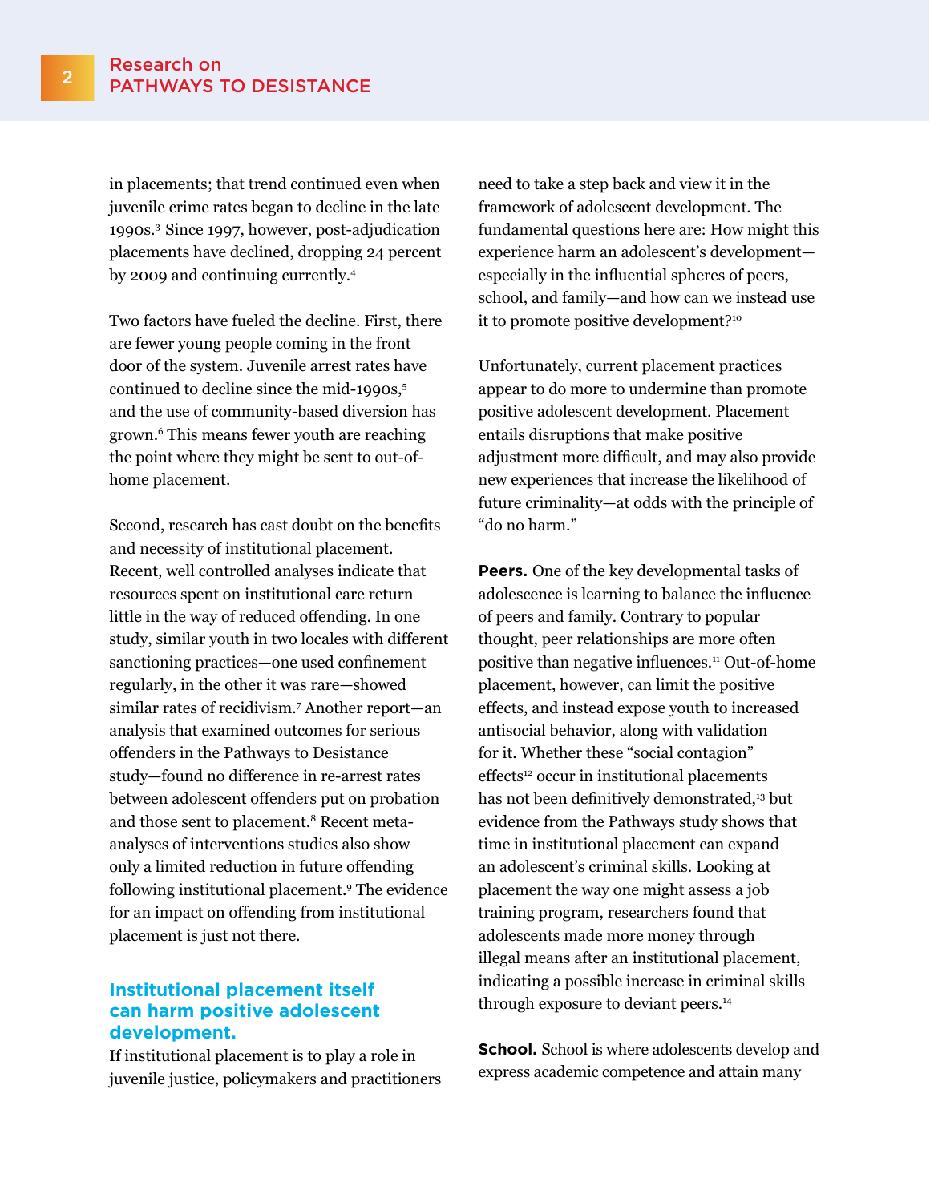in placements; that trend continued even when juvenile crime rates began to decline in the late 1990s.[3] Since 1997, however, post-adjudication placements have declined, dropping 24 percent by 2009 and continuing currently.[4]

Two factors have fueled the decline. First, there are fewer young people coming in the front door of the system. Juvenile arrest rates have continued to decline since the mid-1990s,[5] and the use of community-based diversion has grown.[6] This means fewer youth are reaching the point where they might be sent to out-of-home placement.

Second, research has cast doubt on the benefits and necessity of institutional placement. Recent, well controlled analyses indicate that resources spent on institutional care return little in the way of reduced offending. In one study, similar youth in two locales with different sanctioning practices—one used confinement regularly, in the other it was rare—showed similar rates of recidivism.[7] Another report—an analysis that examined outcomes for serious offenders in the Pathways to Desistance study—found no difference in re-arrest rates between adolescent offenders put on probation and those sent to placement.[8] Recent meta-analyses of interventions studies also show only a limited reduction in future offending following institutional placement.[9] The evidence for an impact on offending from institutional placement is just not there.

## Institutional placement itself can harm positive adolescent development.

If institutional placement is to play a role in juvenile justice, policymakers and practitioners need to take a step back and view it in the framework of adolescent development. The fundamental questions here are: How might this experience harm an adolescent's development—especially in the influential spheres of peers, school, and family—and how can we instead use it to promote positive development?[10]

Unfortunately, current placement practices appear to do more to undermine than promote positive adolescent development. Placement entails disruptions that make positive adjustment more difficult, and may also provide new experiences that increase the likelihood of future criminality—at odds with the principle of "do no harm."

**Peers.** One of the key developmental tasks of adolescence is learning to balance the influence of peers and family. Contrary to popular thought, peer relationships are more often positive than negative influences.[11] Out-of-home placement, however, can limit the positive effects, and instead expose youth to increased antisocial behavior, along with validation for it. Whether these "social contagion" effects[12] occur in institutional placements has not been definitively demonstrated,[13] but evidence from the Pathways study shows that time in institutional placement can expand an adolescent's criminal skills. Looking at placement the way one might assess a job training program, researchers found that adolescents made more money through illegal means after an institutional placement, indicating a possible increase in criminal skills through exposure to deviant peers.[14]

**School.** School is where adolescents develop and express academic competence and attain many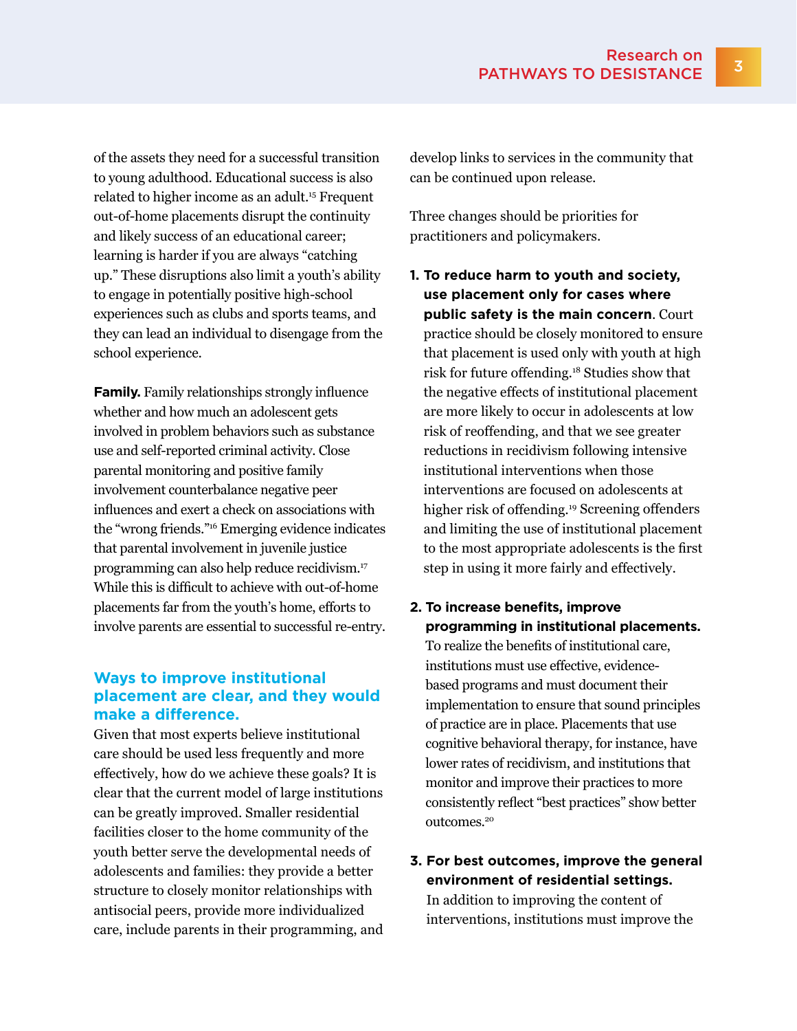of the assets they need for a successful transition to young adulthood. Educational success is also related to higher income as an adult.[15] Frequent out-of-home placements disrupt the continuity and likely success of an educational career; learning is harder if you are always "catching up." These disruptions also limit a youth's ability to engage in potentially positive high-school experiences such as clubs and sports teams, and they can lead an individual to disengage from the school experience.

**Family.** Family relationships strongly influence whether and how much an adolescent gets involved in problem behaviors such as substance use and self-reported criminal activity. Close parental monitoring and positive family involvement counterbalance negative peer influences and exert a check on associations with the "wrong friends."[16] Emerging evidence indicates that parental involvement in juvenile justice programming can also help reduce recidivism.[17] While this is difficult to achieve with out-of-home placements far from the youth's home, efforts to involve parents are essential to successful re-entry.

## Ways to improve institutional placement are clear, and they would make a difference.

Given that most experts believe institutional care should be used less frequently and more effectively, how do we achieve these goals? It is clear that the current model of large institutions can be greatly improved. Smaller residential facilities closer to the home community of the youth better serve the developmental needs of adolescents and families: they provide a better structure to closely monitor relationships with antisocial peers, provide more individualized care, include parents in their programming, and develop links to services in the community that can be continued upon release.

Three changes should be priorities for practitioners and policymakers.

1. **To reduce harm to youth and society, use placement only for cases where public safety is the main concern**. Court practice should be closely monitored to ensure that placement is used only with youth at high risk for future offending.[18] Studies show that the negative effects of institutional placement are more likely to occur in adolescents at low risk of reoffending, and that we see greater reductions in recidivism following intensive institutional interventions when those interventions are focused on adolescents at higher risk of offending.[19] Screening offenders and limiting the use of institutional placement to the most appropriate adolescents is the first step in using it more fairly and effectively.

2. **To increase benefits, improve programming in institutional placements.** To realize the benefits of institutional care, institutions must use effective, evidence-based programs and must document their implementation to ensure that sound principles of practice are in place. Placements that use cognitive behavioral therapy, for instance, have lower rates of recidivism, and institutions that monitor and improve their practices to more consistently reflect "best practices" show better outcomes.[20]

3. **For best outcomes, improve the general environment of residential settings.** In addition to improving the content of interventions, institutions must improve the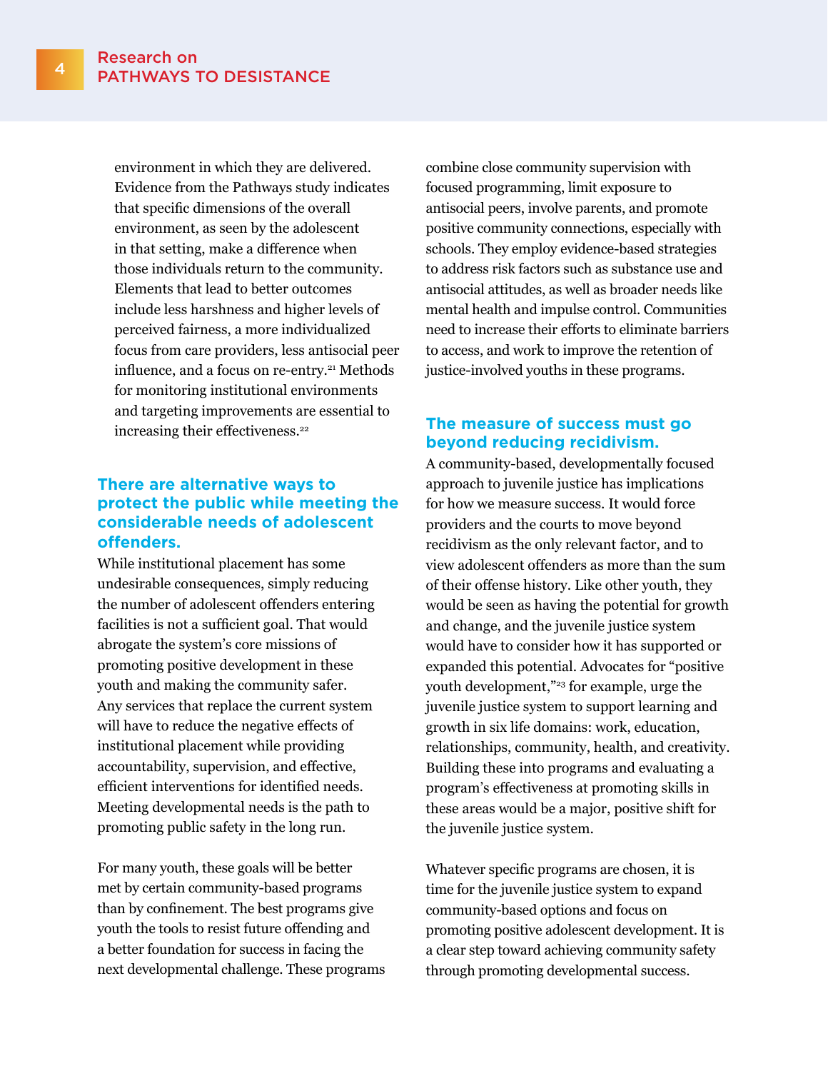environment in which they are delivered. Evidence from the Pathways study indicates that specific dimensions of the overall environment, as seen by the adolescent in that setting, make a difference when those individuals return to the community. Elements that lead to better outcomes include less harshness and higher levels of perceived fairness, a more individualized focus from care providers, less antisocial peer influence, and a focus on re-entry.[21] Methods for monitoring institutional environments and targeting improvements are essential to increasing their effectiveness.[22]

## There are alternative ways to protect the public while meeting the considerable needs of adolescent offenders.

While institutional placement has some undesirable consequences, simply reducing the number of adolescent offenders entering facilities is not a sufficient goal. That would abrogate the system's core missions of promoting positive development in these youth and making the community safer. Any services that replace the current system will have to reduce the negative effects of institutional placement while providing accountability, supervision, and effective, efficient interventions for identified needs. Meeting developmental needs is the path to promoting public safety in the long run.

For many youth, these goals will be better met by certain community-based programs than by confinement. The best programs give youth the tools to resist future offending and a better foundation for success in facing the next developmental challenge. These programs combine close community supervision with focused programming, limit exposure to antisocial peers, involve parents, and promote positive community connections, especially with schools. They employ evidence-based strategies to address risk factors such as substance use and antisocial attitudes, as well as broader needs like mental health and impulse control. Communities need to increase their efforts to eliminate barriers to access, and work to improve the retention of justice-involved youths in these programs.

## The measure of success must go beyond reducing recidivism.

A community-based, developmentally focused approach to juvenile justice has implications for how we measure success. It would force providers and the courts to move beyond recidivism as the only relevant factor, and to view adolescent offenders as more than the sum of their offense history. Like other youth, they would be seen as having the potential for growth and change, and the juvenile justice system would have to consider how it has supported or expanded this potential. Advocates for "positive youth development,"[23] for example, urge the juvenile justice system to support learning and growth in six life domains: work, education, relationships, community, health, and creativity. Building these into programs and evaluating a program's effectiveness at promoting skills in these areas would be a major, positive shift for the juvenile justice system.

Whatever specific programs are chosen, it is time for the juvenile justice system to expand community-based options and focus on promoting positive adolescent development. It is a clear step toward achieving community safety through promoting developmental success.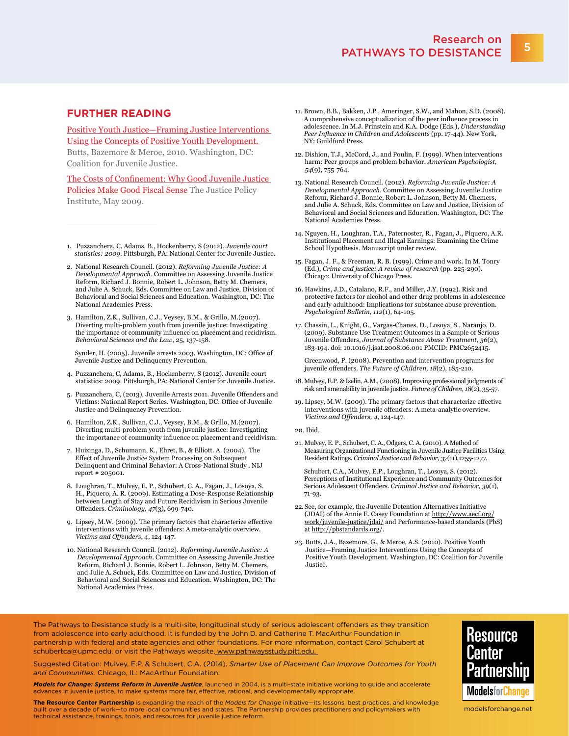## FURTHER READING

Positive Youth Justice—Framing Justice Interventions Using the Concepts of Positive Youth Development. Butts, Bazemore & Meroe, 2010. Washington, DC: Coalition for Juvenile Justice.

The Costs of Confinement: Why Good Juvenile Justice Policies Make Good Fiscal Sense The Justice Policy Institute, May 2009.

---

1. Puzzanchera, C, Adams, B., Hockenberry, S (2012). *Juvenile court statistics: 2009*. Pittsburgh, PA: National Center for Juvenile Justice.

2. National Research Council. (2012). *Reforming Juvenile Justice: A Developmental Approach*. Committee on Assessing Juvenile Justice Reform, Richard J. Bonnie, Robert L. Johnson, Betty M. Chemers, and Julie A. Schuck, Eds. Committee on Law and Justice, Division of Behavioral and Social Sciences and Education. Washington, DC: The National Academies Press.

3. Hamilton, Z.K., Sullivan, C.J., Veysey, B.M., & Grillo, M.(2007). Diverting multi-problem youth from juvenile justice: Investigating the importance of community influence on placement and recidivism. *Behavioral Sciences and the Law*, 25, 137-158.

   Synder, H. (2005). Juvenile arrests 2003. Washington, DC: Office of Juvenile Justice and Delinquency Prevention.

4. Puzzanchera, C, Adams, B., Hockenberry, S (2012). Juvenile court statistics: 2009. Pittsburgh, PA: National Center for Juvenile Justice.

5. Puzzanchera, C, (2013), Juvenile Arrests 2011. Juvenile Offenders and Victims: National Report Series. Washington, DC: Office of Juvenile Justice and Delinquency Prevention.

6. Hamilton, Z.K., Sullivan, C.J., Veysey, B.M., & Grillo, M.(2007). Diverting multi-problem youth from juvenile justice: Investigating the importance of community influence on placement and recidivism.

7. Huizinga, D., Schumann, K., Ehret, B., & Elliott. A. (2004). The Effect of Juvenile Justice System Processing on Subsequent Delinquent and Criminal Behavior: A Cross-National Study . NIJ report # 205001.

8. Loughran, T., Mulvey, E. P., Schubert, C. A., Fagan, J., Losoya, S. H., Piquero, A. R. (2009). Estimating a Dose-Response Relationship between Length of Stay and Future Recidivism in Serious Juvenile Offenders. *Criminology*, *47*(3), 699-740.

9. Lipsey, M.W. (2009). The primary factors that characterize effective interventions with juvenile offenders: A meta-analytic overview. *Victims and Offenders*, 4, 124-147.

10. National Research Council. (2012). *Reforming Juvenile Justice: A Developmental Approach*. Committee on Assessing Juvenile Justice Reform, Richard J. Bonnie, Robert L. Johnson, Betty M. Chemers, and Julie A. Schuck, Eds. Committee on Law and Justice, Division of Behavioral and Social Sciences and Education. Washington, DC: The National Academies Press.

11. Brown, B.B., Bakken, J.P., Ameringer, S.W., and Mahon, S.D. (2008). A comprehensive conceptualization of the peer influence process in adolescence. In M.J. Prinstein and K.A. Dodge (Eds.), *Understanding Peer Influence in Children and Adolescents* (pp. 17-44). New York, NY: Guildford Press.

12. Dishion, T.J., McCord, J., and Poulin, F. (1999). When interventions harm: Peer groups and problem behavior. *American Psychologist, 54*(9), 755-764.

13. National Research Council. (2012). *Reforming Juvenile Justice: A Developmental Approach*. Committee on Assessing Juvenile Justice Reform, Richard J. Bonnie, Robert L. Johnson, Betty M. Chemers, and Julie A. Schuck, Eds. Committee on Law and Justice, Division of Behavioral and Social Sciences and Education. Washington, DC: The National Academies Press.

14. Nguyen, H., Loughran, T.A., Paternoster, R., Fagan, J., Piquero, A.R. Institutional Placement and Illegal Earnings: Examining the Crime School Hypothesis. Manuscript under review.

15. Fagan, J. F., & Freeman, R. B. (1999). Crime and work. In M. Tonry (Ed.), *Crime and justice: A review of research* (pp. 225-290). Chicago: University of Chicago Press.

16. Hawkins, J.D., Catalano, R.F., and Miller, J.Y. (1992). Risk and protective factors for alcohol and other drug problems in adolescence and early adulthood: Implications for substance abuse prevention. *Psychological Bulletin, 112*(1), 64-105.

17. Chassin, L., Knight, G., Vargas-Chanes, D., Losoya, S., Naranjo, D. (2009). Substance Use Treatment Outcomes in a Sample of Serious Juvenile Offenders, *Journal of Substance Abuse Treatment, 36*(2), 183-194. doi: 10.1016/j.jsat.2008.06.001 PMCID: PMC2652415.

    Greenwood, P. (2008). Prevention and intervention programs for juvenile offenders. *The Future of Children, 18*(2), 185-210.

18. Mulvey, E.P. & Iselin, A.M., (2008). Improving professional judgments of risk and amenability in juvenile justice. *Future of Children, 18*(2), 35-57.

19. Lipsey, M.W. (2009). The primary factors that characterize effective interventions with juvenile offenders: A meta-analytic overview. *Victims and Offenders, 4*, 124-147.

20. Ibid.

21. Mulvey, E. P., Schubert, C. A., Odgers, C. A. (2010). A Method of Measuring Organizational Functioning in Juvenile Justice Facilities Using Resident Ratings. *Criminal Justice and Behavior, 37*(11),1255-1277.

    Schubert, C.A., Mulvey, E.P., Loughran, T., Losoya, S. (2012). Perceptions of Institutional Experience and Community Outcomes for Serious Adolescent Offenders. *Criminal Justice and Behavior, 39*(1), 71-93.

22. See, for example, the Juvenile Detention Alternatives Initiative (JDAI) of the Annie E. Casey Foundation at http://www.aecf.org/work/juvenile-justice/jdai/ and Performance-based standards (PbS) at http://pbstandards.org/.

23. Butts, J.A., Bazemore, G., & Meroe, A.S. (2010). Positive Youth Justice—Framing Justice Interventions Using the Concepts of Positive Youth Development. Washington, DC: Coalition for Juvenile Justice.

---

The Pathways to Desistance study is a multi-site, longitudinal study of serious adolescent offenders as they transition from adolescence into early adulthood. It is funded by the John D. and Catherine T. MacArthur Foundation in partnership with federal and state agencies and other foundations. For more information, contact Carol Schubert at schubertca@upmc.edu, or visit the Pathways website, www.pathwaysstudy.pitt.edu.

Suggested Citation: Mulvey, E.P. & Schubert, C.A. (2014). *Smarter Use of Placement Can Improve Outcomes for Youth and Communities.* Chicago, IL: MacArthur Foundation.

***Models for Change: Systems Reform in Juvenile Justice***, launched in 2004, is a multi-state initiative working to guide and accelerate advances in juvenile justice, to make systems more fair, effective, rational, and developmentally appropriate.

**The Resource Center Partnership** is expanding the reach of the *Models for Change* initiative—its lessons, best practices, and knowledge built over a decade of work—to more local communities and states. The Partnership provides practitioners and policymakers with technical assistance, trainings, tools, and resources for juvenile justice reform.

Resource Center Partnership
Models for Change

modelsforchange.net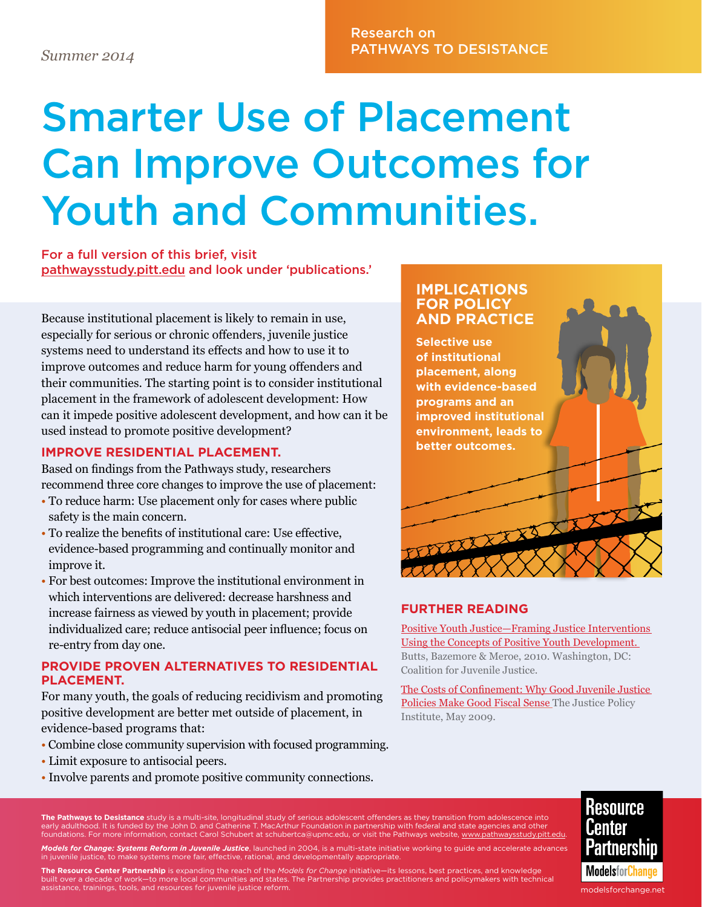Summer 2014

Research on PATHWAYS TO DESISTANCE

# Smarter Use of Placement Can Improve Outcomes for Youth and Communities.

For a full version of this brief, visit pathwaysstudy.pitt.edu and look under 'publications.'

Because institutional placement is likely to remain in use, especially for serious or chronic offenders, juvenile justice systems need to understand its effects and how to use it to improve outcomes and reduce harm for young offenders and their communities. The starting point is to consider institutional placement in the framework of adolescent development: How can it impede positive adolescent development, and how can it be used instead to promote positive development?

## IMPROVE RESIDENTIAL PLACEMENT.

Based on findings from the Pathways study, researchers recommend three core changes to improve the use of placement:

- To reduce harm: Use placement only for cases where public safety is the main concern.
- To realize the benefits of institutional care: Use effective, evidence-based programming and continually monitor and improve it.
- For best outcomes: Improve the institutional environment in which interventions are delivered: decrease harshness and increase fairness as viewed by youth in placement; provide individualized care; reduce antisocial peer influence; focus on re-entry from day one.

## PROVIDE PROVEN ALTERNATIVES TO RESIDENTIAL PLACEMENT.

For many youth, the goals of reducing recidivism and promoting positive development are better met outside of placement, in evidence-based programs that:

- Combine close community supervision with focused programming.
- Limit exposure to antisocial peers.
- Involve parents and promote positive community connections.

## IMPLICATIONS FOR POLICY AND PRACTICE

**Selective use of institutional placement, along with evidence-based programs and an improved institutional environment, leads to better outcomes.**

## FURTHER READING

Positive Youth Justice—Framing Justice Interventions Using the Concepts of Positive Youth Development. Butts, Bazemore & Meroe, 2010. Washington, DC: Coalition for Juvenile Justice.

The Costs of Confinement: Why Good Juvenile Justice Policies Make Good Fiscal Sense The Justice Policy Institute, May 2009.

**The Pathways to Desistance** study is a multi-site, longitudinal study of serious adolescent offenders as they transition from adolescence into early adulthood. It is funded by the John D. and Catherine T. MacArthur Foundation in partnership with federal and state agencies and other foundations. For more information, contact Carol Schubert at schubertca@upmc.edu, or visit the Pathways website, www.pathwaysstudy.pitt.edu.

***Models for Change: Systems Reform in Juvenile Justice***, launched in 2004, is a multi-state initiative working to guide and accelerate advances in juvenile justice, to make systems more fair, effective, rational, and developmentally appropriate.

**The Resource Center Partnership** is expanding the reach of the *Models for Change* initiative—its lessons, best practices, and knowledge built over a decade of work—to more local communities and states. The Partnership provides practitioners and policymakers with technical assistance, trainings, tools, and resources for juvenile justice reform.

Resource Center Partnership
Models for Change
modelsforchange.net